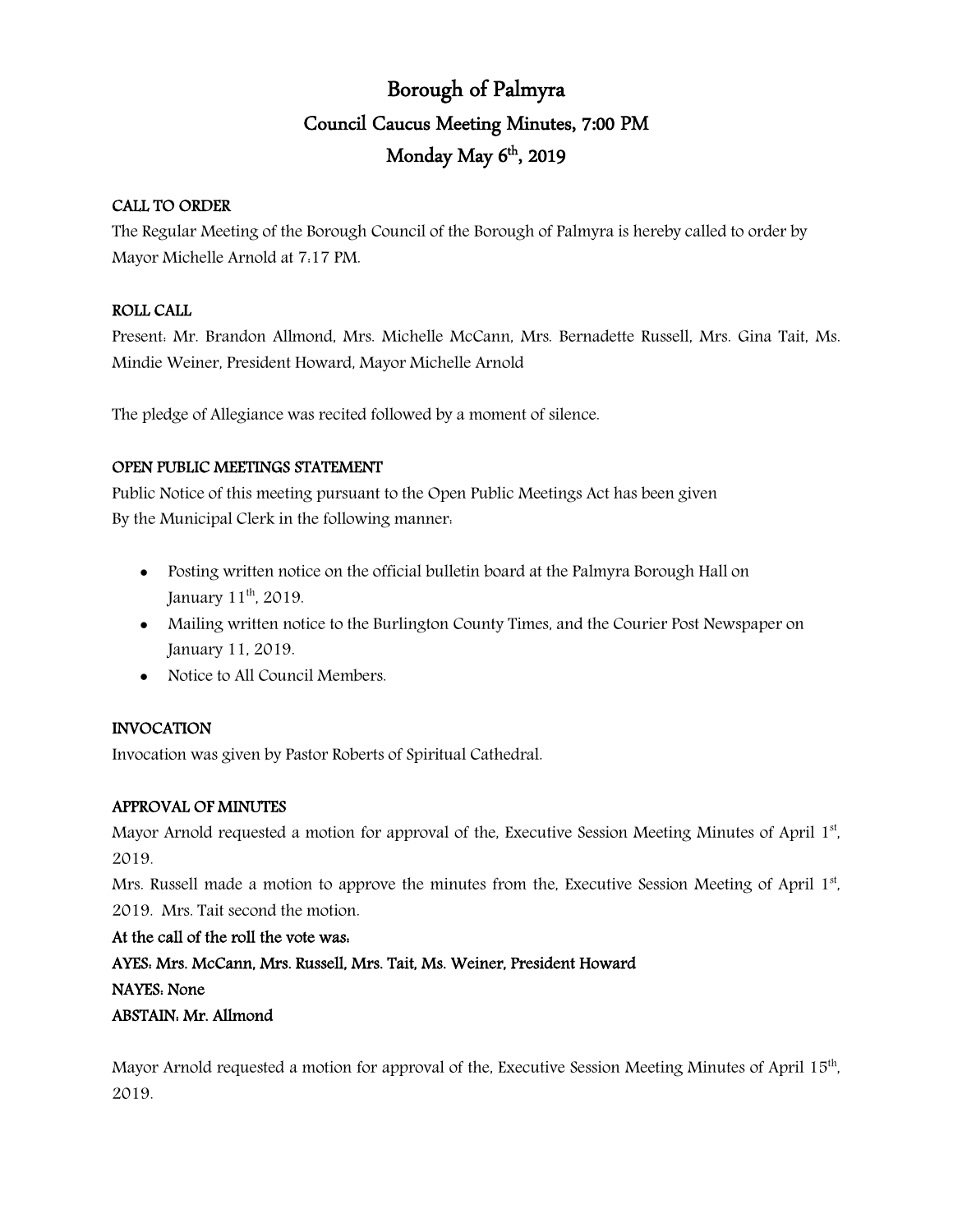# Borough of Palmyra

## Council Caucus Meeting Minutes, 7:00 PM

## Monday May 6th, 2019

**CALL TO ORDER**

The Regular Meeting of the Borough Council of the Borough of Palmyra is hereby called to order by Mayor Michelle Arnold at 7:17 PM.

**ROLL CALL**

Present: Mr. Brandon Allmond, Mrs. Michelle McCann, Mrs. Bernadette Russell, Mrs. Gina Tait, Ms. Mindie Weiner, President Howard, Mayor Michelle Arnold

The pledge of Allegiance was recited followed by a moment of silence.

**OPEN PUBLIC MEETINGS STATEMENT**

Public Notice of this meeting pursuant to the Open Public Meetings Act has been given
By the Municipal Clerk in the following manner:

- Posting written notice on the official bulletin board at the Palmyra Borough Hall on January 11th, 2019.
- Mailing written notice to the Burlington County Times, and the Courier Post Newspaper on January 11, 2019.
- Notice to All Council Members.

**INVOCATION**

Invocation was given by Pastor Roberts of Spiritual Cathedral.

**APPROVAL OF MINUTES**

Mayor Arnold requested a motion for approval of the, Executive Session Meeting Minutes of April 1st, 2019.

Mrs. Russell made a motion to approve the minutes from the, Executive Session Meeting of April 1st, 2019. Mrs. Tait second the motion.

**At the call of the roll the vote was:**

**AYES: Mrs. McCann, Mrs. Russell, Mrs. Tait, Ms. Weiner, President Howard**

**NAYES: None**

**ABSTAIN: Mr. Allmond**

Mayor Arnold requested a motion for approval of the, Executive Session Meeting Minutes of April 15th, 2019.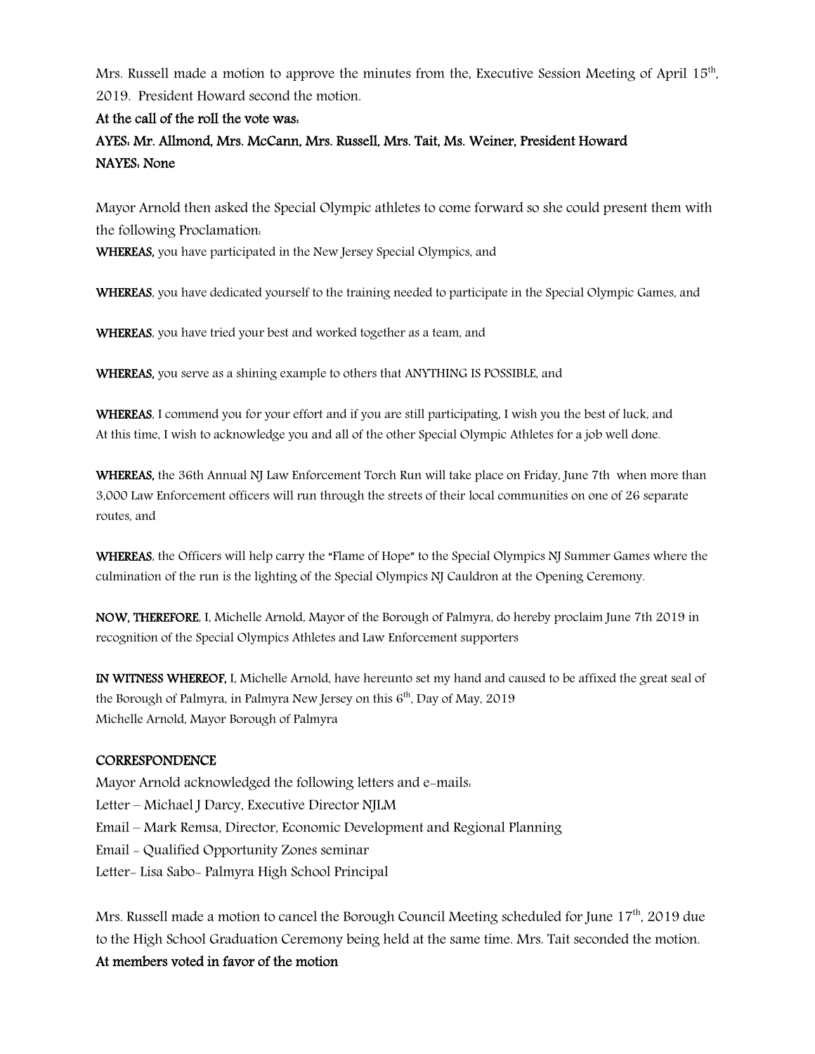Mrs. Russell made a motion to approve the minutes from the, Executive Session Meeting of April 15th, 2019. President Howard second the motion.

**At the call of the roll the vote was:**

**AYES: Mr. Allmond, Mrs. McCann, Mrs. Russell, Mrs. Tait, Ms. Weiner, President Howard**

**NAYES: None**

Mayor Arnold then asked the Special Olympic athletes to come forward so she could present them with the following Proclamation:

**WHEREAS,** you have participated in the New Jersey Special Olympics, and

**WHEREAS**, you have dedicated yourself to the training needed to participate in the Special Olympic Games, and

**WHEREAS**, you have tried your best and worked together as a team, and

**WHEREAS,** you serve as a shining example to others that ANYTHING IS POSSIBLE, and

**WHEREAS**, I commend you for your effort and if you are still participating, I wish you the best of luck, and At this time, I wish to acknowledge you and all of the other Special Olympic Athletes for a job well done.

**WHEREAS,** the 36th Annual NJ Law Enforcement Torch Run will take place on Friday, June 7th when more than 3,000 Law Enforcement officers will run through the streets of their local communities on one of 26 separate routes, and

**WHEREAS**, the Officers will help carry the "Flame of Hope" to the Special Olympics NJ Summer Games where the culmination of the run is the lighting of the Special Olympics NJ Cauldron at the Opening Ceremony.

**NOW, THEREFORE**, I, Michelle Arnold, Mayor of the Borough of Palmyra, do hereby proclaim June 7th 2019 in recognition of the Special Olympics Athletes and Law Enforcement supporters

**IN WITNESS WHEREOF,** I, Michelle Arnold, have hereunto set my hand and caused to be affixed the great seal of the Borough of Palmyra, in Palmyra New Jersey on this 6th, Day of May, 2019
Michelle Arnold, Mayor Borough of Palmyra

**CORRESPONDENCE**

Mayor Arnold acknowledged the following letters and e-mails:
Letter – Michael J Darcy, Executive Director NJLM
Email – Mark Remsa, Director, Economic Development and Regional Planning
Email - Qualified Opportunity Zones seminar
Letter- Lisa Sabo- Palmyra High School Principal

Mrs. Russell made a motion to cancel the Borough Council Meeting scheduled for June 17th, 2019 due to the High School Graduation Ceremony being held at the same time. Mrs. Tait seconded the motion.

**At members voted in favor of the motion**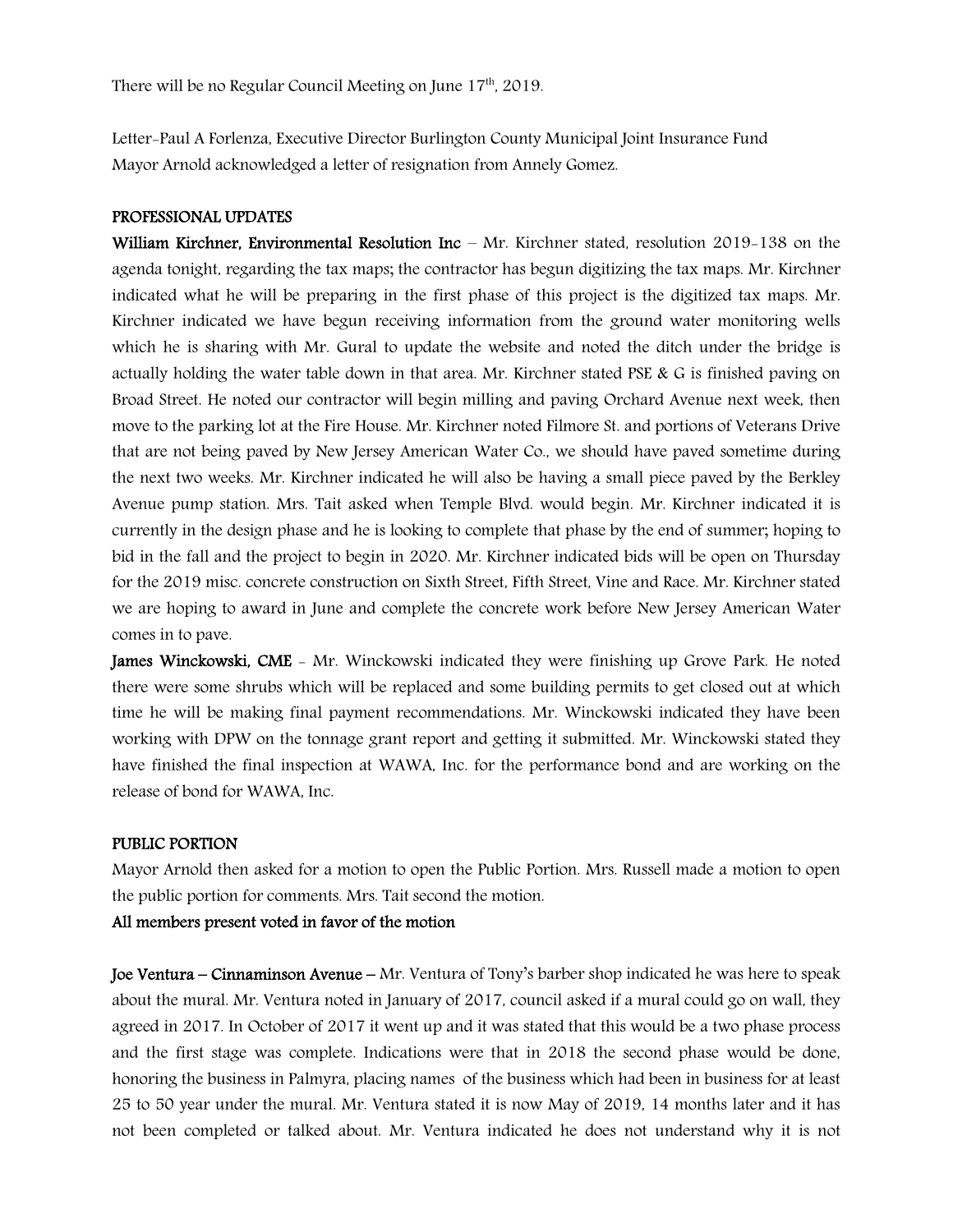There will be no Regular Council Meeting on June 17th, 2019.

Letter-Paul A Forlenza, Executive Director Burlington County Municipal Joint Insurance Fund
Mayor Arnold acknowledged a letter of resignation from Annely Gomez.

## PROFESSIONAL UPDATES

**William Kirchner, Environmental Resolution Inc** – Mr. Kirchner stated, resolution 2019-138 on the agenda tonight, regarding the tax maps; the contractor has begun digitizing the tax maps. Mr. Kirchner indicated what he will be preparing in the first phase of this project is the digitized tax maps. Mr. Kirchner indicated we have begun receiving information from the ground water monitoring wells which he is sharing with Mr. Gural to update the website and noted the ditch under the bridge is actually holding the water table down in that area. Mr. Kirchner stated PSE & G is finished paving on Broad Street. He noted our contractor will begin milling and paving Orchard Avenue next week, then move to the parking lot at the Fire House. Mr. Kirchner noted Filmore St. and portions of Veterans Drive that are not being paved by New Jersey American Water Co., we should have paved sometime during the next two weeks. Mr. Kirchner indicated he will also be having a small piece paved by the Berkley Avenue pump station. Mrs. Tait asked when Temple Blvd. would begin. Mr. Kirchner indicated it is currently in the design phase and he is looking to complete that phase by the end of summer; hoping to bid in the fall and the project to begin in 2020. Mr. Kirchner indicated bids will be open on Thursday for the 2019 misc. concrete construction on Sixth Street, Fifth Street, Vine and Race. Mr. Kirchner stated we are hoping to award in June and complete the concrete work before New Jersey American Water comes in to pave.

**James Winckowski, CME** - Mr. Winckowski indicated they were finishing up Grove Park. He noted there were some shrubs which will be replaced and some building permits to get closed out at which time he will be making final payment recommendations. Mr. Winckowski indicated they have been working with DPW on the tonnage grant report and getting it submitted. Mr. Winckowski stated they have finished the final inspection at WAWA, Inc. for the performance bond and are working on the release of bond for WAWA, Inc.

## PUBLIC PORTION

Mayor Arnold then asked for a motion to open the Public Portion. Mrs. Russell made a motion to open the public portion for comments. Mrs. Tait second the motion.

**All members present voted in favor of the motion**

**Joe Ventura – Cinnaminson Avenue –** Mr. Ventura of Tony's barber shop indicated he was here to speak about the mural. Mr. Ventura noted in January of 2017, council asked if a mural could go on wall, they agreed in 2017. In October of 2017 it went up and it was stated that this would be a two phase process and the first stage was complete. Indications were that in 2018 the second phase would be done, honoring the business in Palmyra, placing names of the business which had been in business for at least 25 to 50 year under the mural. Mr. Ventura stated it is now May of 2019, 14 months later and it has not been completed or talked about. Mr. Ventura indicated he does not understand why it is not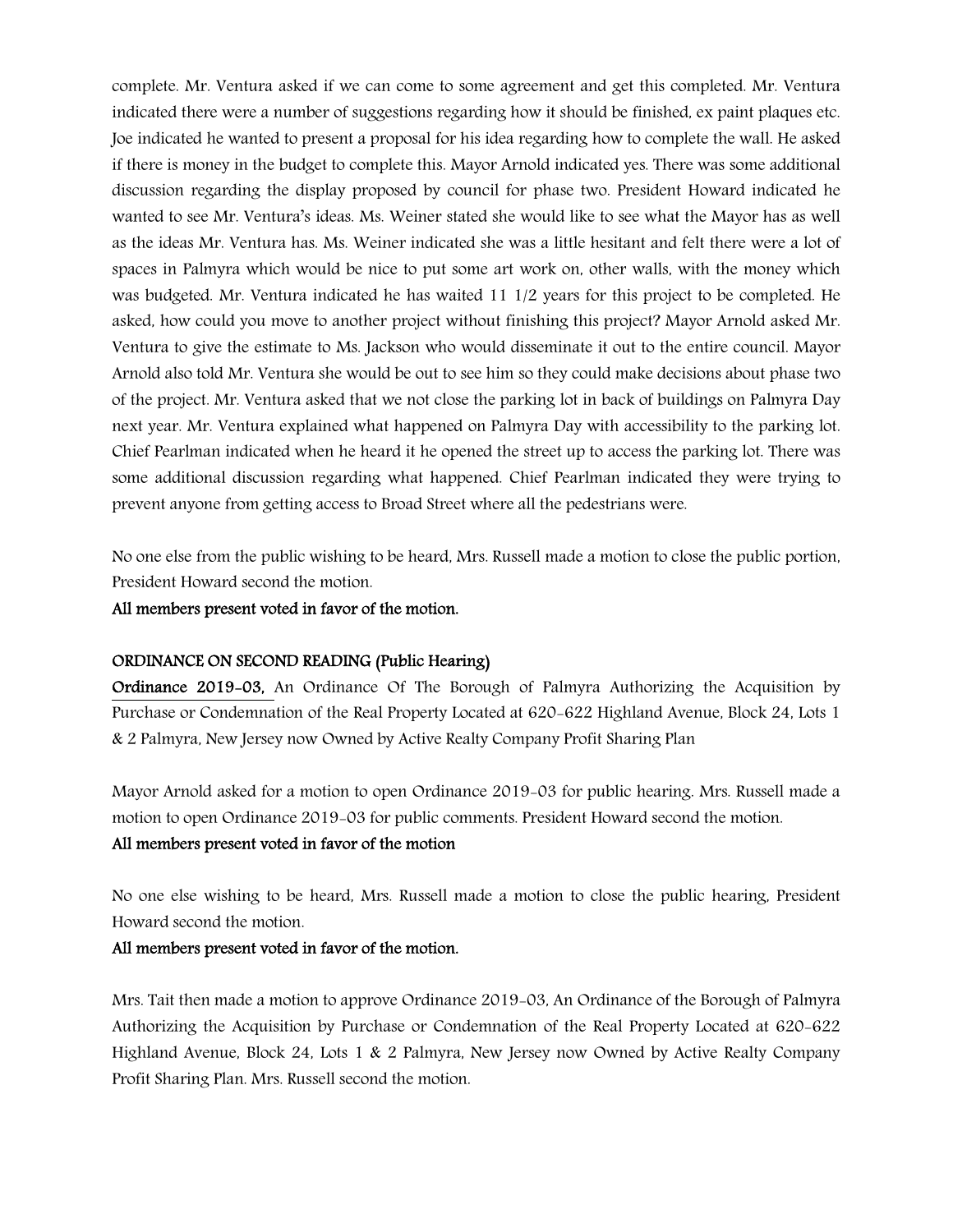complete. Mr. Ventura asked if we can come to some agreement and get this completed. Mr. Ventura indicated there were a number of suggestions regarding how it should be finished, ex paint plaques etc. Joe indicated he wanted to present a proposal for his idea regarding how to complete the wall. He asked if there is money in the budget to complete this. Mayor Arnold indicated yes. There was some additional discussion regarding the display proposed by council for phase two. President Howard indicated he wanted to see Mr. Ventura's ideas. Ms. Weiner stated she would like to see what the Mayor has as well as the ideas Mr. Ventura has. Ms. Weiner indicated she was a little hesitant and felt there were a lot of spaces in Palmyra which would be nice to put some art work on, other walls, with the money which was budgeted. Mr. Ventura indicated he has waited 11 1/2 years for this project to be completed. He asked, how could you move to another project without finishing this project? Mayor Arnold asked Mr. Ventura to give the estimate to Ms. Jackson who would disseminate it out to the entire council. Mayor Arnold also told Mr. Ventura she would be out to see him so they could make decisions about phase two of the project. Mr. Ventura asked that we not close the parking lot in back of buildings on Palmyra Day next year. Mr. Ventura explained what happened on Palmyra Day with accessibility to the parking lot. Chief Pearlman indicated when he heard it he opened the street up to access the parking lot. There was some additional discussion regarding what happened. Chief Pearlman indicated they were trying to prevent anyone from getting access to Broad Street where all the pedestrians were.

No one else from the public wishing to be heard, Mrs. Russell made a motion to close the public portion, President Howard second the motion.

**All members present voted in favor of the motion.**

**ORDINANCE ON SECOND READING (Public Hearing)**

**Ordinance 2019-03,** An Ordinance Of The Borough of Palmyra Authorizing the Acquisition by Purchase or Condemnation of the Real Property Located at 620-622 Highland Avenue, Block 24, Lots 1 & 2 Palmyra, New Jersey now Owned by Active Realty Company Profit Sharing Plan

Mayor Arnold asked for a motion to open Ordinance 2019-03 for public hearing. Mrs. Russell made a motion to open Ordinance 2019-03 for public comments. President Howard second the motion.

**All members present voted in favor of the motion**

No one else wishing to be heard, Mrs. Russell made a motion to close the public hearing, President Howard second the motion.

**All members present voted in favor of the motion.**

Mrs. Tait then made a motion to approve Ordinance 2019-03, An Ordinance of the Borough of Palmyra Authorizing the Acquisition by Purchase or Condemnation of the Real Property Located at 620-622 Highland Avenue, Block 24, Lots 1 & 2 Palmyra, New Jersey now Owned by Active Realty Company Profit Sharing Plan. Mrs. Russell second the motion.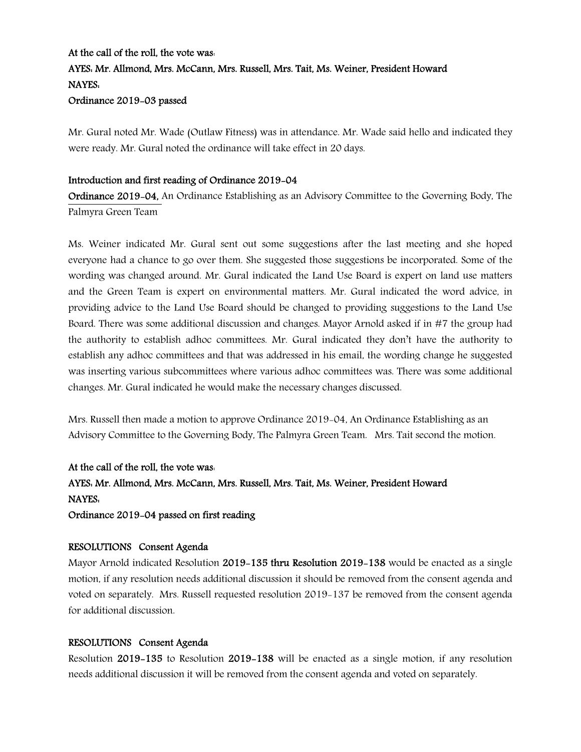**At the call of the roll, the vote was:**
**AYES: Mr. Allmond, Mrs. McCann, Mrs. Russell, Mrs. Tait, Ms. Weiner, President Howard**
**NAYES:**
**Ordinance 2019-03 passed**

Mr. Gural noted Mr. Wade (Outlaw Fitness) was in attendance. Mr. Wade said hello and indicated they were ready. Mr. Gural noted the ordinance will take effect in 20 days.

**Introduction and first reading of Ordinance 2019-04**

**Ordinance 2019-04,** An Ordinance Establishing as an Advisory Committee to the Governing Body, The Palmyra Green Team

Ms. Weiner indicated Mr. Gural sent out some suggestions after the last meeting and she hoped everyone had a chance to go over them. She suggested those suggestions be incorporated. Some of the wording was changed around. Mr. Gural indicated the Land Use Board is expert on land use matters and the Green Team is expert on environmental matters. Mr. Gural indicated the word advice, in providing advice to the Land Use Board should be changed to providing suggestions to the Land Use Board. There was some additional discussion and changes. Mayor Arnold asked if in #7 the group had the authority to establish adhoc committees. Mr. Gural indicated they don't have the authority to establish any adhoc committees and that was addressed in his email, the wording change he suggested was inserting various subcommittees where various adhoc committees was. There was some additional changes. Mr. Gural indicated he would make the necessary changes discussed.

Mrs. Russell then made a motion to approve Ordinance 2019-04, An Ordinance Establishing as an Advisory Committee to the Governing Body, The Palmyra Green Team. Mrs. Tait second the motion.

**At the call of the roll, the vote was:**
**AYES: Mr. Allmond, Mrs. McCann, Mrs. Russell, Mrs. Tait, Ms. Weiner, President Howard**
**NAYES:**
**Ordinance 2019-04 passed on first reading**

**RESOLUTIONS Consent Agenda**

Mayor Arnold indicated Resolution **2019-135 thru Resolution 2019-138** would be enacted as a single motion, if any resolution needs additional discussion it should be removed from the consent agenda and voted on separately. Mrs. Russell requested resolution 2019-137 be removed from the consent agenda for additional discussion.

**RESOLUTIONS Consent Agenda**

Resolution **2019-135** to Resolution **2019-138** will be enacted as a single motion, if any resolution needs additional discussion it will be removed from the consent agenda and voted on separately.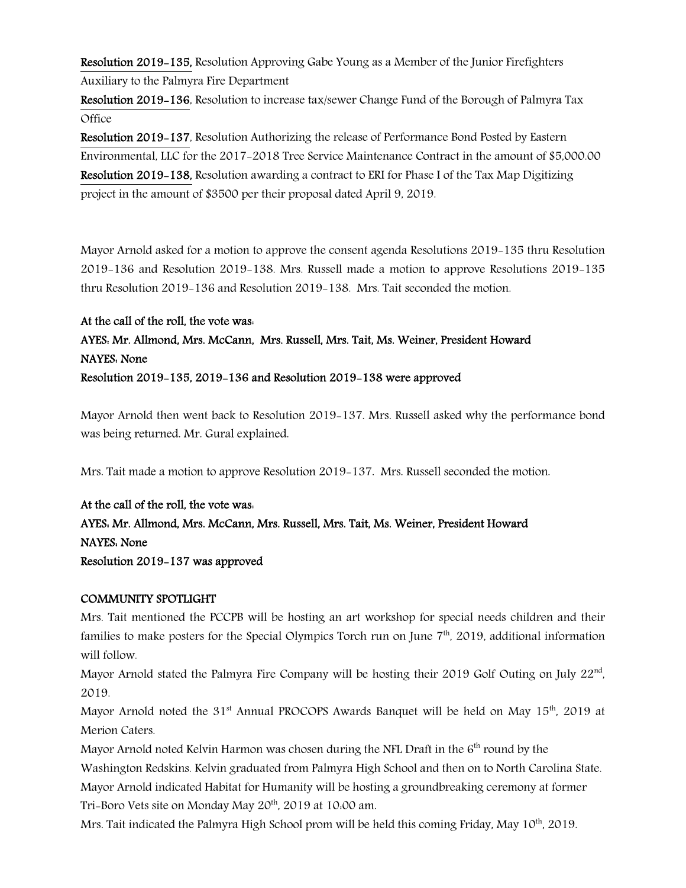**Resolution 2019-135,** Resolution Approving Gabe Young as a Member of the Junior Firefighters Auxiliary to the Palmyra Fire Department

**Resolution 2019-136**, Resolution to increase tax/sewer Change Fund of the Borough of Palmyra Tax Office

**Resolution 2019-137**, Resolution Authorizing the release of Performance Bond Posted by Eastern Environmental, LLC for the 2017-2018 Tree Service Maintenance Contract in the amount of $5,000.00

**Resolution 2019-138,** Resolution awarding a contract to ERI for Phase I of the Tax Map Digitizing project in the amount of $3500 per their proposal dated April 9, 2019.

Mayor Arnold asked for a motion to approve the consent agenda Resolutions 2019-135 thru Resolution 2019-136 and Resolution 2019-138. Mrs. Russell made a motion to approve Resolutions 2019-135 thru Resolution 2019-136 and Resolution 2019-138. Mrs. Tait seconded the motion.

**At the call of the roll, the vote was:**
**AYES: Mr. Allmond, Mrs. McCann, Mrs. Russell, Mrs. Tait, Ms. Weiner, President Howard**
**NAYES: None**
**Resolution 2019-135, 2019-136 and Resolution 2019-138 were approved**

Mayor Arnold then went back to Resolution 2019-137. Mrs. Russell asked why the performance bond was being returned. Mr. Gural explained.

Mrs. Tait made a motion to approve Resolution 2019-137. Mrs. Russell seconded the motion.

**At the call of the roll, the vote was:**
**AYES: Mr. Allmond, Mrs. McCann, Mrs. Russell, Mrs. Tait, Ms. Weiner, President Howard**
**NAYES: None**
**Resolution 2019-137 was approved**

**COMMUNITY SPOTLIGHT**

Mrs. Tait mentioned the PCCPB will be hosting an art workshop for special needs children and their families to make posters for the Special Olympics Torch run on June 7th, 2019, additional information will follow.

Mayor Arnold stated the Palmyra Fire Company will be hosting their 2019 Golf Outing on July 22nd, 2019.

Mayor Arnold noted the 31st Annual PROCOPS Awards Banquet will be held on May 15th, 2019 at Merion Caters.

Mayor Arnold noted Kelvin Harmon was chosen during the NFL Draft in the 6th round by the Washington Redskins. Kelvin graduated from Palmyra High School and then on to North Carolina State.

Mayor Arnold indicated Habitat for Humanity will be hosting a groundbreaking ceremony at former Tri-Boro Vets site on Monday May 20th, 2019 at 10:00 am.

Mrs. Tait indicated the Palmyra High School prom will be held this coming Friday, May 10th, 2019.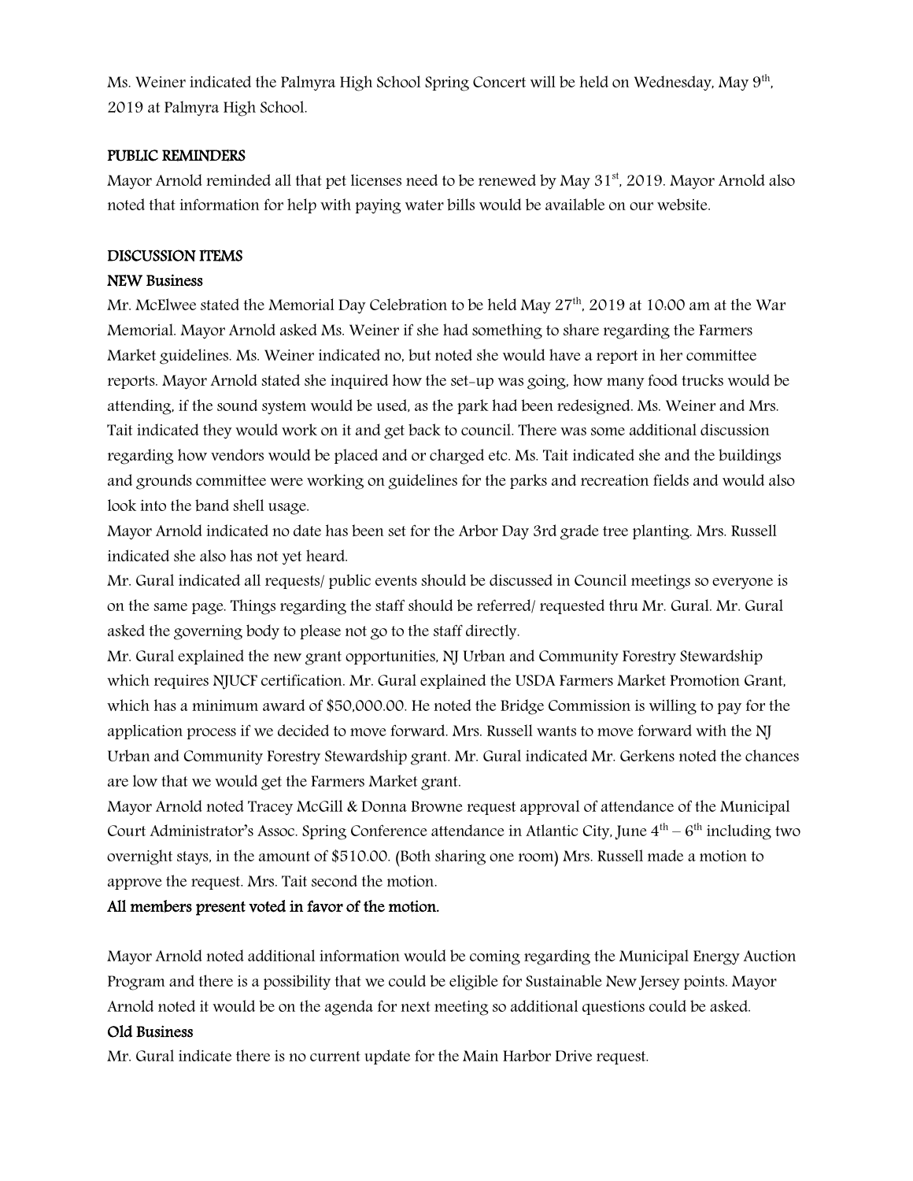Ms. Weiner indicated the Palmyra High School Spring Concert will be held on Wednesday, May 9th, 2019 at Palmyra High School.

**PUBLIC REMINDERS**

Mayor Arnold reminded all that pet licenses need to be renewed by May 31st, 2019. Mayor Arnold also noted that information for help with paying water bills would be available on our website.

**DISCUSSION ITEMS**

**NEW Business**

Mr. McElwee stated the Memorial Day Celebration to be held May 27th, 2019 at 10:00 am at the War Memorial. Mayor Arnold asked Ms. Weiner if she had something to share regarding the Farmers Market guidelines. Ms. Weiner indicated no, but noted she would have a report in her committee reports. Mayor Arnold stated she inquired how the set-up was going, how many food trucks would be attending, if the sound system would be used, as the park had been redesigned. Ms. Weiner and Mrs. Tait indicated they would work on it and get back to council. There was some additional discussion regarding how vendors would be placed and or charged etc. Ms. Tait indicated she and the buildings and grounds committee were working on guidelines for the parks and recreation fields and would also look into the band shell usage.

Mayor Arnold indicated no date has been set for the Arbor Day 3rd grade tree planting. Mrs. Russell indicated she also has not yet heard.

Mr. Gural indicated all requests/ public events should be discussed in Council meetings so everyone is on the same page. Things regarding the staff should be referred/ requested thru Mr. Gural. Mr. Gural asked the governing body to please not go to the staff directly.

Mr. Gural explained the new grant opportunities, NJ Urban and Community Forestry Stewardship which requires NJUCF certification. Mr. Gural explained the USDA Farmers Market Promotion Grant, which has a minimum award of $50,000.00. He noted the Bridge Commission is willing to pay for the application process if we decided to move forward. Mrs. Russell wants to move forward with the NJ Urban and Community Forestry Stewardship grant. Mr. Gural indicated Mr. Gerkens noted the chances are low that we would get the Farmers Market grant.

Mayor Arnold noted Tracey McGill & Donna Browne request approval of attendance of the Municipal Court Administrator's Assoc. Spring Conference attendance in Atlantic City, June 4th – 6th including two overnight stays, in the amount of $510.00. (Both sharing one room) Mrs. Russell made a motion to approve the request. Mrs. Tait second the motion.

**All members present voted in favor of the motion.**

Mayor Arnold noted additional information would be coming regarding the Municipal Energy Auction Program and there is a possibility that we could be eligible for Sustainable New Jersey points. Mayor Arnold noted it would be on the agenda for next meeting so additional questions could be asked.

**Old Business**

Mr. Gural indicate there is no current update for the Main Harbor Drive request.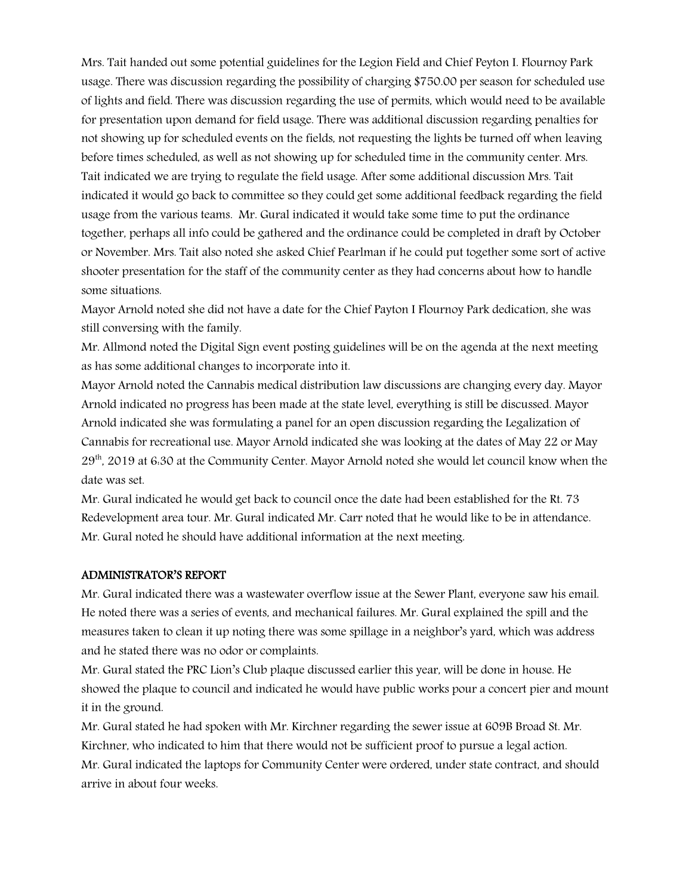Mrs. Tait handed out some potential guidelines for the Legion Field and Chief Peyton I. Flournoy Park usage. There was discussion regarding the possibility of charging $750.00 per season for scheduled use of lights and field. There was discussion regarding the use of permits, which would need to be available for presentation upon demand for field usage. There was additional discussion regarding penalties for not showing up for scheduled events on the fields, not requesting the lights be turned off when leaving before times scheduled, as well as not showing up for scheduled time in the community center. Mrs. Tait indicated we are trying to regulate the field usage. After some additional discussion Mrs. Tait indicated it would go back to committee so they could get some additional feedback regarding the field usage from the various teams. Mr. Gural indicated it would take some time to put the ordinance together, perhaps all info could be gathered and the ordinance could be completed in draft by October or November. Mrs. Tait also noted she asked Chief Pearlman if he could put together some sort of active shooter presentation for the staff of the community center as they had concerns about how to handle some situations.

Mayor Arnold noted she did not have a date for the Chief Payton I Flournoy Park dedication, she was still conversing with the family.

Mr. Allmond noted the Digital Sign event posting guidelines will be on the agenda at the next meeting as has some additional changes to incorporate into it.

Mayor Arnold noted the Cannabis medical distribution law discussions are changing every day. Mayor Arnold indicated no progress has been made at the state level, everything is still be discussed. Mayor Arnold indicated she was formulating a panel for an open discussion regarding the Legalization of Cannabis for recreational use. Mayor Arnold indicated she was looking at the dates of May 22 or May 29th, 2019 at 6:30 at the Community Center. Mayor Arnold noted she would let council know when the date was set.

Mr. Gural indicated he would get back to council once the date had been established for the Rt. 73 Redevelopment area tour. Mr. Gural indicated Mr. Carr noted that he would like to be in attendance. Mr. Gural noted he should have additional information at the next meeting.

## ADMINISTRATOR'S REPORT

Mr. Gural indicated there was a wastewater overflow issue at the Sewer Plant, everyone saw his email. He noted there was a series of events, and mechanical failures. Mr. Gural explained the spill and the measures taken to clean it up noting there was some spillage in a neighbor's yard, which was address and he stated there was no odor or complaints.

Mr. Gural stated the PRC Lion's Club plaque discussed earlier this year, will be done in house. He showed the plaque to council and indicated he would have public works pour a concert pier and mount it in the ground.

Mr. Gural stated he had spoken with Mr. Kirchner regarding the sewer issue at 609B Broad St. Mr. Kirchner, who indicated to him that there would not be sufficient proof to pursue a legal action.

Mr. Gural indicated the laptops for Community Center were ordered, under state contract, and should arrive in about four weeks.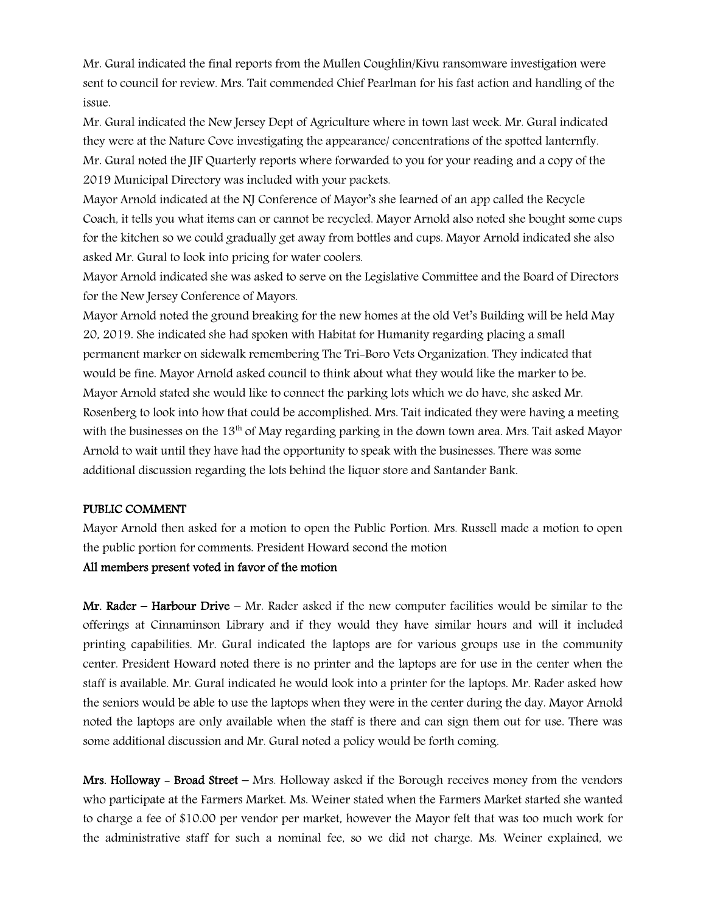Mr. Gural indicated the final reports from the Mullen Coughlin/Kivu ransomware investigation were sent to council for review. Mrs. Tait commended Chief Pearlman for his fast action and handling of the issue.

Mr. Gural indicated the New Jersey Dept of Agriculture where in town last week. Mr. Gural indicated they were at the Nature Cove investigating the appearance/ concentrations of the spotted lanternfly.

Mr. Gural noted the JIF Quarterly reports where forwarded to you for your reading and a copy of the 2019 Municipal Directory was included with your packets.

Mayor Arnold indicated at the NJ Conference of Mayor's she learned of an app called the Recycle Coach, it tells you what items can or cannot be recycled. Mayor Arnold also noted she bought some cups for the kitchen so we could gradually get away from bottles and cups. Mayor Arnold indicated she also asked Mr. Gural to look into pricing for water coolers.

Mayor Arnold indicated she was asked to serve on the Legislative Committee and the Board of Directors for the New Jersey Conference of Mayors.

Mayor Arnold noted the ground breaking for the new homes at the old Vet's Building will be held May 20, 2019. She indicated she had spoken with Habitat for Humanity regarding placing a small permanent marker on sidewalk remembering The Tri-Boro Vets Organization. They indicated that would be fine. Mayor Arnold asked council to think about what they would like the marker to be.

Mayor Arnold stated she would like to connect the parking lots which we do have, she asked Mr. Rosenberg to look into how that could be accomplished. Mrs. Tait indicated they were having a meeting with the businesses on the 13th of May regarding parking in the down town area. Mrs. Tait asked Mayor Arnold to wait until they have had the opportunity to speak with the businesses. There was some additional discussion regarding the lots behind the liquor store and Santander Bank.

**PUBLIC COMMENT**

Mayor Arnold then asked for a motion to open the Public Portion. Mrs. Russell made a motion to open the public portion for comments. President Howard second the motion

**All members present voted in favor of the motion**

**Mr. Rader – Harbour Drive** – Mr. Rader asked if the new computer facilities would be similar to the offerings at Cinnaminson Library and if they would they have similar hours and will it included printing capabilities. Mr. Gural indicated the laptops are for various groups use in the community center. President Howard noted there is no printer and the laptops are for use in the center when the staff is available. Mr. Gural indicated he would look into a printer for the laptops. Mr. Rader asked how the seniors would be able to use the laptops when they were in the center during the day. Mayor Arnold noted the laptops are only available when the staff is there and can sign them out for use. There was some additional discussion and Mr. Gural noted a policy would be forth coming.

**Mrs. Holloway - Broad Street** – Mrs. Holloway asked if the Borough receives money from the vendors who participate at the Farmers Market. Ms. Weiner stated when the Farmers Market started she wanted to charge a fee of $10.00 per vendor per market, however the Mayor felt that was too much work for the administrative staff for such a nominal fee, so we did not charge. Ms. Weiner explained, we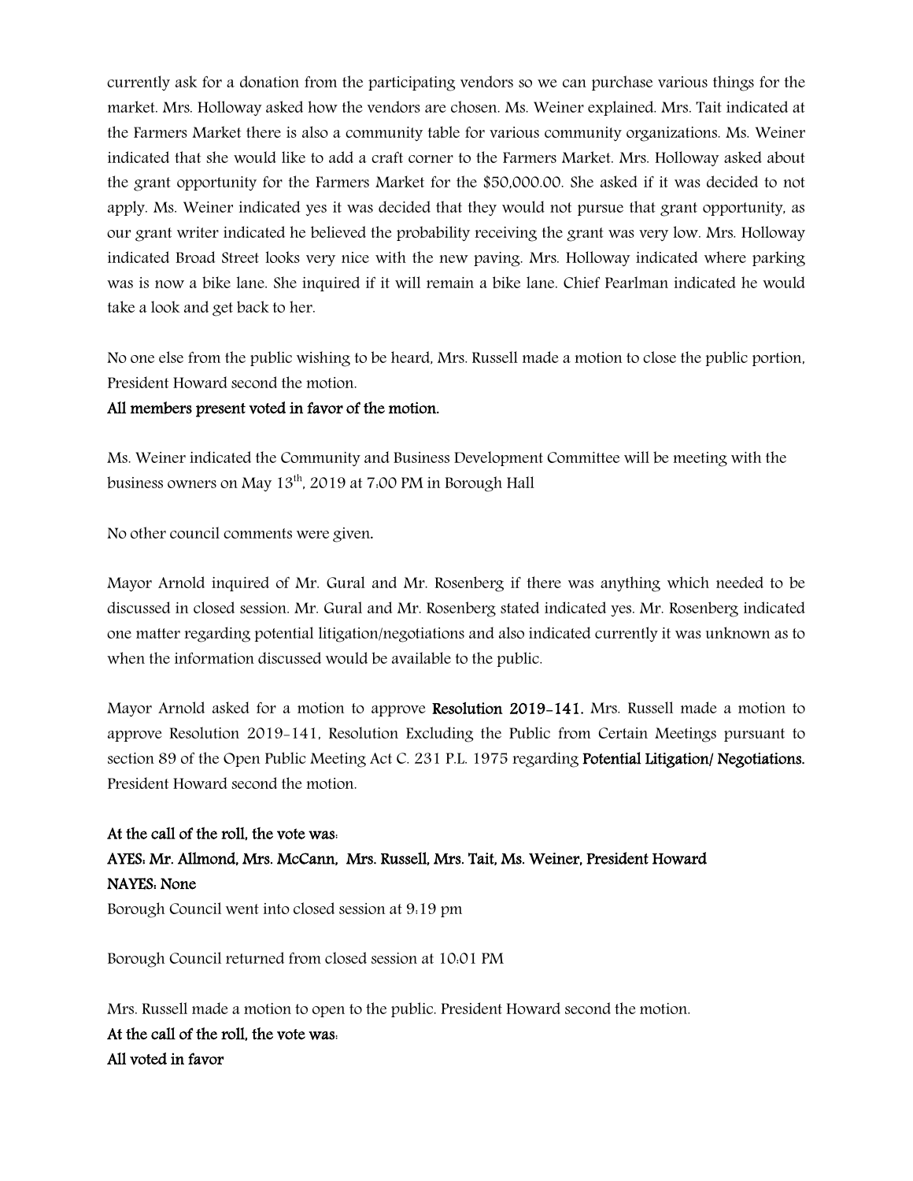currently ask for a donation from the participating vendors so we can purchase various things for the market. Mrs. Holloway asked how the vendors are chosen. Ms. Weiner explained. Mrs. Tait indicated at the Farmers Market there is also a community table for various community organizations. Ms. Weiner indicated that she would like to add a craft corner to the Farmers Market. Mrs. Holloway asked about the grant opportunity for the Farmers Market for the $50,000.00. She asked if it was decided to not apply. Ms. Weiner indicated yes it was decided that they would not pursue that grant opportunity, as our grant writer indicated he believed the probability receiving the grant was very low. Mrs. Holloway indicated Broad Street looks very nice with the new paving. Mrs. Holloway indicated where parking was is now a bike lane. She inquired if it will remain a bike lane. Chief Pearlman indicated he would take a look and get back to her.

No one else from the public wishing to be heard, Mrs. Russell made a motion to close the public portion, President Howard second the motion.

**All members present voted in favor of the motion.**

Ms. Weiner indicated the Community and Business Development Committee will be meeting with the business owners on May 13th, 2019 at 7:00 PM in Borough Hall

No other council comments were given.

Mayor Arnold inquired of Mr. Gural and Mr. Rosenberg if there was anything which needed to be discussed in closed session. Mr. Gural and Mr. Rosenberg stated indicated yes. Mr. Rosenberg indicated one matter regarding potential litigation/negotiations and also indicated currently it was unknown as to when the information discussed would be available to the public.

Mayor Arnold asked for a motion to approve **Resolution 2019-141.** Mrs. Russell made a motion to approve Resolution 2019-141, Resolution Excluding the Public from Certain Meetings pursuant to section 89 of the Open Public Meeting Act C. 231 P.L. 1975 regarding **Potential Litigation/ Negotiations.** President Howard second the motion.

**At the call of the roll, the vote was:**
**AYES: Mr. Allmond, Mrs. McCann, Mrs. Russell, Mrs. Tait, Ms. Weiner, President Howard**
**NAYES: None**
Borough Council went into closed session at 9:19 pm

Borough Council returned from closed session at 10:01 PM

Mrs. Russell made a motion to open to the public. President Howard second the motion.
**At the call of the roll, the vote was:**
**All voted in favor**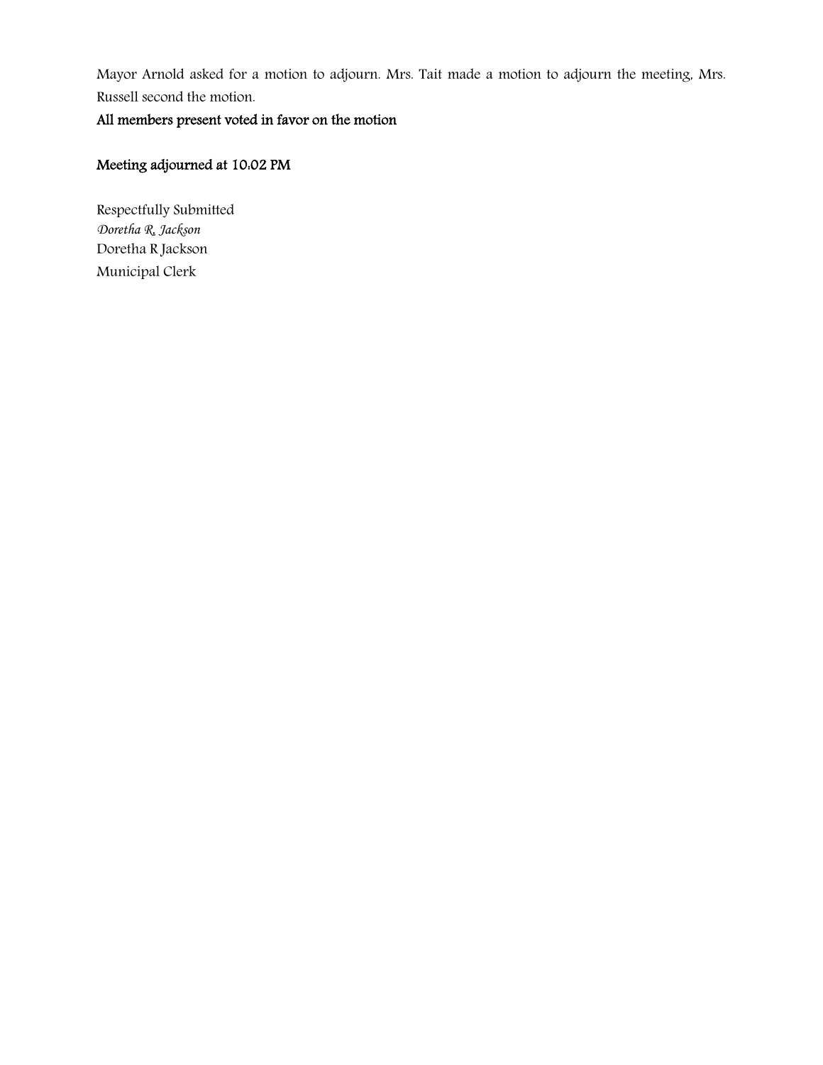Mayor Arnold asked for a motion to adjourn. Mrs. Tait made a motion to adjourn the meeting, Mrs. Russell second the motion.

**All members present voted in favor on the motion**

**Meeting adjourned at 10:02 PM**

Respectfully Submitted

*Doretha R. Jackson*

Doretha R Jackson

Municipal Clerk